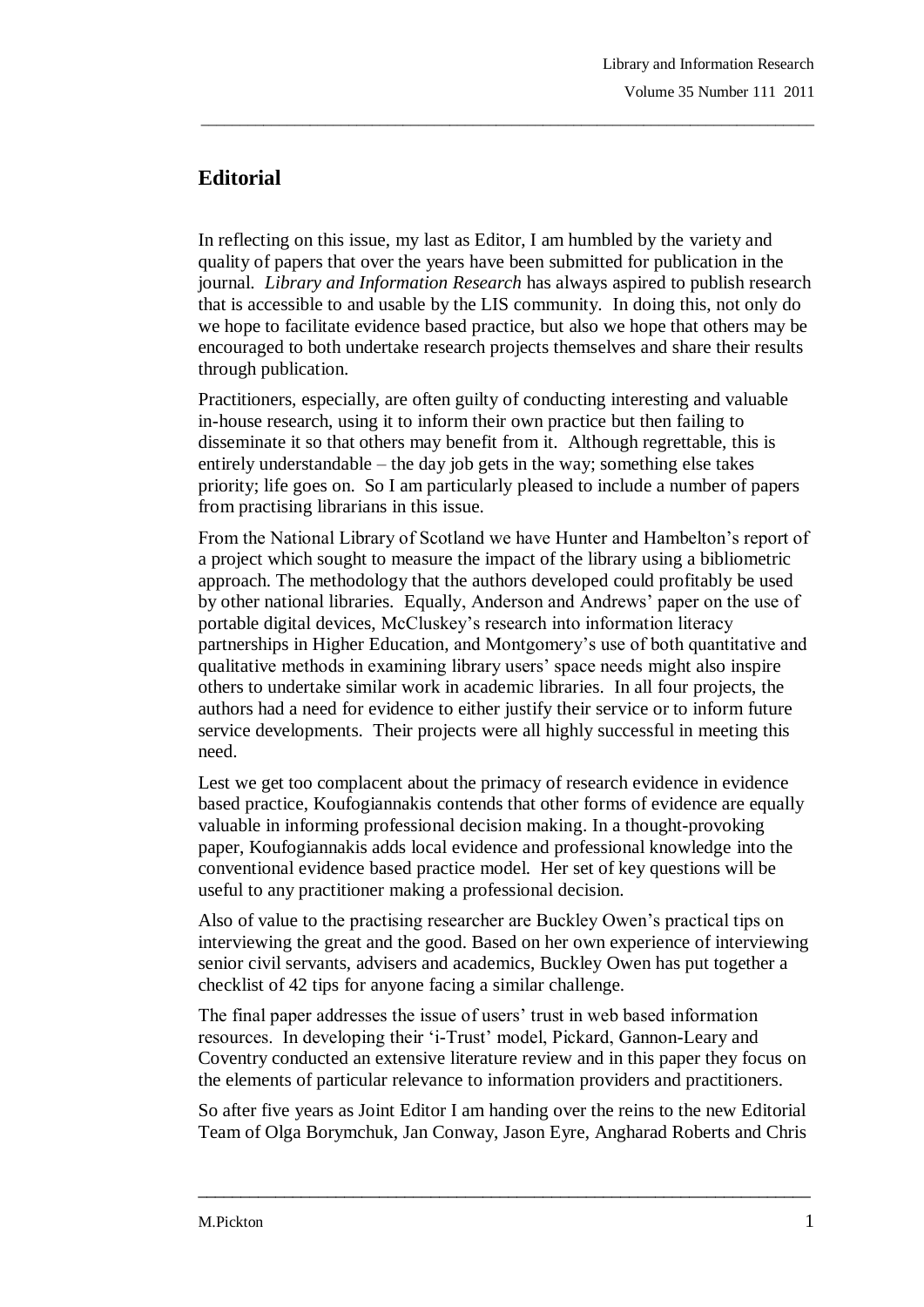## Editorial

In reflecting on this issue, my last as Editor, I am humbled by the variety and quality of papers that over the years have been submitted for publication in the journal. *Library and Information Research* has always aspired to publish research that is accessible to and usable by the LIS community. In doing this, not only do we hope to facilitate evidence based practice, but also we hope that others may be encouraged to both undertake research projects themselves and share their results through publication.

Practitioners, especially, are often guilty of conducting interesting and valuable in-house research, using it to inform their own practice but then failing to disseminate it so that others may benefit from it. Although regrettable, this is entirely understandable – the day job gets in the way; something else takes priority; life goes on. So I am particularly pleased to include a number of papers from practising librarians in this issue.

From the National Library of Scotland we have Hunter and Hambelton's report of a project which sought to measure the impact of the library using a bibliometric approach. The methodology that the authors developed could profitably be used by other national libraries. Equally, Anderson and Andrews' paper on the use of portable digital devices, McCluskey's research into information literacy partnerships in Higher Education, and Montgomery's use of both quantitative and qualitative methods in examining library users' space needs might also inspire others to undertake similar work in academic libraries. In all four projects, the authors had a need for evidence to either justify their service or to inform future service developments. Their projects were all highly successful in meeting this need.

Lest we get too complacent about the primacy of research evidence in evidence based practice, Koufogiannakis contends that other forms of evidence are equally valuable in informing professional decision making. In a thought-provoking paper, Koufogiannakis adds local evidence and professional knowledge into the conventional evidence based practice model. Her set of key questions will be useful to any practitioner making a professional decision.

Also of value to the practising researcher are Buckley Owen's practical tips on interviewing the great and the good. Based on her own experience of interviewing senior civil servants, advisers and academics, Buckley Owen has put together a checklist of 42 tips for anyone facing a similar challenge.

The final paper addresses the issue of users' trust in web based information resources. In developing their 'i-Trust' model, Pickard, Gannon-Leary and Coventry conducted an extensive literature review and in this paper they focus on the elements of particular relevance to information providers and practitioners.

So after five years as Joint Editor I am handing over the reins to the new Editorial Team of Olga Borymchuk, Jan Conway, Jason Eyre, Angharad Roberts and Chris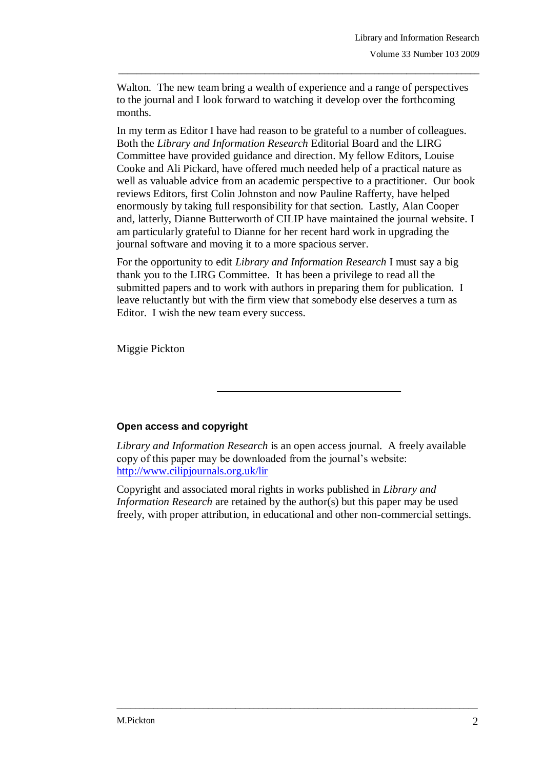Walton. The new team bring a wealth of experience and a range of perspectives to the journal and I look forward to watching it develop over the forthcoming months.

In my term as Editor I have had reason to be grateful to a number of colleagues. Both the *Library and Information Research* Editorial Board and the LIRG Committee have provided guidance and direction. My fellow Editors, Louise Cooke and Ali Pickard, have offered much needed help of a practical nature as well as valuable advice from an academic perspective to a practitioner. Our book reviews Editors, first Colin Johnston and now Pauline Rafferty, have helped enormously by taking full responsibility for that section. Lastly, Alan Cooper and, latterly, Dianne Butterworth of CILIP have maintained the journal website. I am particularly grateful to Dianne for her recent hard work in upgrading the journal software and moving it to a more spacious server.

For the opportunity to edit *Library and Information Research* I must say a big thank you to the LIRG Committee. It has been a privilege to read all the submitted papers and to work with authors in preparing them for publication. I leave reluctantly but with the firm view that somebody else deserves a turn as Editor. I wish the new team every success.

Miggie Pickton

---

**Open access and copyright**

*Library and Information Research* is an open access journal. A freely available copy of this paper may be downloaded from the journal's website: http://www.cilipjournals.org.uk/lir

Copyright and associated moral rights in works published in *Library and Information Research* are retained by the author(s) but this paper may be used freely, with proper attribution, in educational and other non-commercial settings.